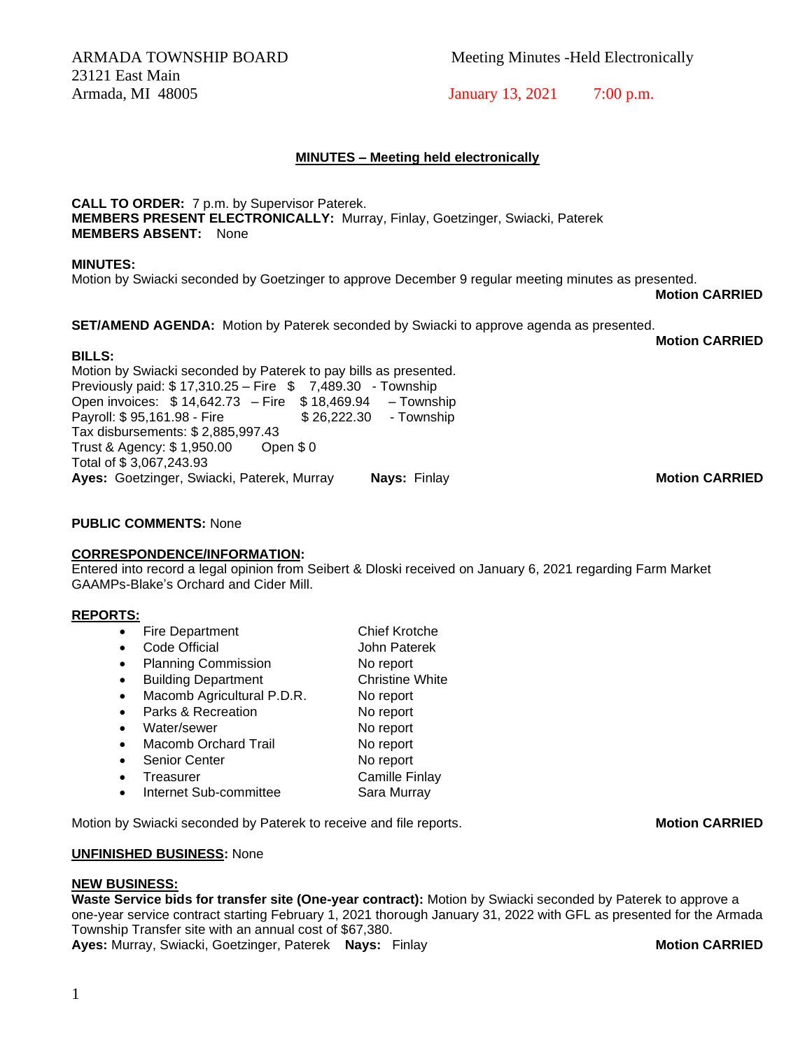ARMADA TOWNSHIP BOARD
23121 East Main
Armada, MI 48005

Meeting Minutes -Held Electronically

January 13, 2021 7:00 p.m.

## MINUTES – Meeting held electronically

**CALL TO ORDER:** 7 p.m. by Supervisor Paterek.
**MEMBERS PRESENT ELECTRONICALLY:** Murray, Finlay, Goetzinger, Swiacki, Paterek
**MEMBERS ABSENT:** None

**MINUTES:**
Motion by Swiacki seconded by Goetzinger to approve December 9 regular meeting minutes as presented.
**Motion CARRIED**

**SET/AMEND AGENDA:** Motion by Paterek seconded by Swiacki to approve agenda as presented.
**Motion CARRIED**

**BILLS:**
Motion by Swiacki seconded by Paterek to pay bills as presented.
Previously paid: $ 17,310.25 – Fire $ 7,489.30 - Township
Open invoices: $ 14,642.73 – Fire $ 18,469.94 – Township
Payroll: $ 95,161.98 - Fire $ 26,222.30 - Township
Tax disbursements: $ 2,885,997.43
Trust & Agency: $ 1,950.00 Open $ 0
Total of $ 3,067,243.93
**Ayes:** Goetzinger, Swiacki, Paterek, Murray **Nays:** Finlay **Motion CARRIED**

**PUBLIC COMMENTS:** None

**CORRESPONDENCE/INFORMATION:**
Entered into record a legal opinion from Seibert & Dloski received on January 6, 2021 regarding Farm Market GAAMPs-Blake's Orchard and Cider Mill.

**REPORTS:**

- Fire Department — Chief Krotche
- Code Official — John Paterek
- Planning Commission — No report
- Building Department — Christine White
- Macomb Agricultural P.D.R. — No report
- Parks & Recreation — No report
- Water/sewer — No report
- Macomb Orchard Trail — No report
- Senior Center — No report
- Treasurer — Camille Finlay
- Internet Sub-committee — Sara Murray

Motion by Swiacki seconded by Paterek to receive and file reports. **Motion CARRIED**

**UNFINISHED BUSINESS:** None

**NEW BUSINESS:**
**Waste Service bids for transfer site (One-year contract):** Motion by Swiacki seconded by Paterek to approve a one-year service contract starting February 1, 2021 thorough January 31, 2022 with GFL as presented for the Armada Township Transfer site with an annual cost of $67,380.
**Ayes:** Murray, Swiacki, Goetzinger, Paterek **Nays:** Finlay **Motion CARRIED**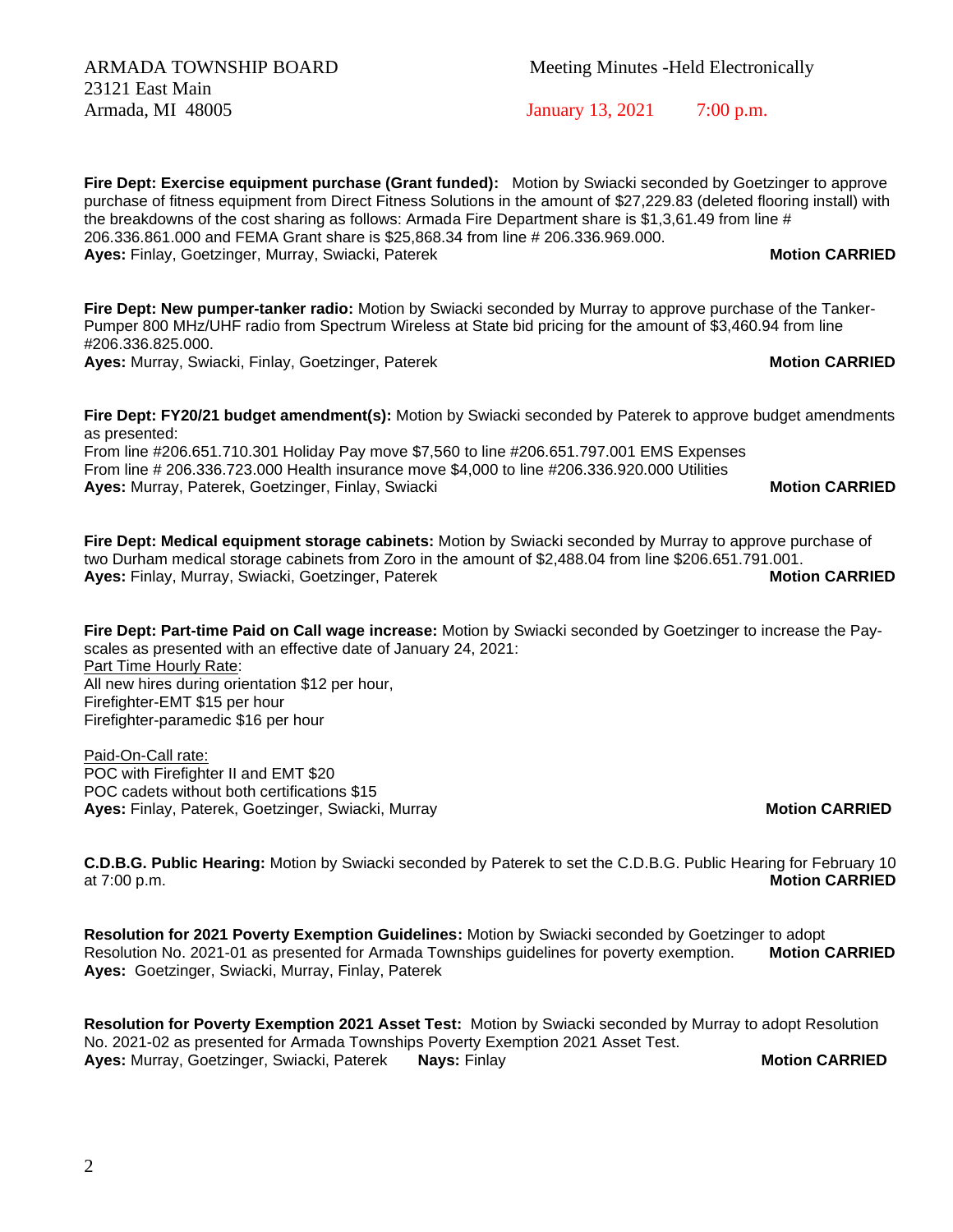ARMADA TOWNSHIP BOARD
23121 East Main
Armada, MI 48005

Meeting Minutes -Held Electronically
January 13, 2021 7:00 p.m.

**Fire Dept: Exercise equipment purchase (Grant funded):** Motion by Swiacki seconded by Goetzinger to approve purchase of fitness equipment from Direct Fitness Solutions in the amount of $27,229.83 (deleted flooring install) with the breakdowns of the cost sharing as follows: Armada Fire Department share is $1,3,61.49 from line # 206.336.861.000 and FEMA Grant share is $25,868.34 from line # 206.336.969.000.
**Ayes:** Finlay, Goetzinger, Murray, Swiacki, Paterek **Motion CARRIED**

**Fire Dept: New pumper-tanker radio:** Motion by Swiacki seconded by Murray to approve purchase of the Tanker-Pumper 800 MHz/UHF radio from Spectrum Wireless at State bid pricing for the amount of $3,460.94 from line #206.336.825.000.
**Ayes:** Murray, Swiacki, Finlay, Goetzinger, Paterek **Motion CARRIED**

**Fire Dept: FY20/21 budget amendment(s):** Motion by Swiacki seconded by Paterek to approve budget amendments as presented:
From line #206.651.710.301 Holiday Pay move $7,560 to line #206.651.797.001 EMS Expenses
From line # 206.336.723.000 Health insurance move $4,000 to line #206.336.920.000 Utilities
**Ayes:** Murray, Paterek, Goetzinger, Finlay, Swiacki **Motion CARRIED**

**Fire Dept: Medical equipment storage cabinets:** Motion by Swiacki seconded by Murray to approve purchase of two Durham medical storage cabinets from Zoro in the amount of $2,488.04 from line $206.651.791.001.
**Ayes:** Finlay, Murray, Swiacki, Goetzinger, Paterek **Motion CARRIED**

**Fire Dept: Part-time Paid on Call wage increase:** Motion by Swiacki seconded by Goetzinger to increase the Pay-scales as presented with an effective date of January 24, 2021:
Part Time Hourly Rate:
All new hires during orientation $12 per hour,
Firefighter-EMT $15 per hour
Firefighter-paramedic $16 per hour

Paid-On-Call rate:
POC with Firefighter II and EMT $20
POC cadets without both certifications $15
**Ayes:** Finlay, Paterek, Goetzinger, Swiacki, Murray **Motion CARRIED**

**C.D.B.G. Public Hearing:** Motion by Swiacki seconded by Paterek to set the C.D.B.G. Public Hearing for February 10 at 7:00 p.m. **Motion CARRIED**

**Resolution for 2021 Poverty Exemption Guidelines:** Motion by Swiacki seconded by Goetzinger to adopt Resolution No. 2021-01 as presented for Armada Townships guidelines for poverty exemption. **Motion CARRIED**
**Ayes:** Goetzinger, Swiacki, Murray, Finlay, Paterek

**Resolution for Poverty Exemption 2021 Asset Test:** Motion by Swiacki seconded by Murray to adopt Resolution No. 2021-02 as presented for Armada Townships Poverty Exemption 2021 Asset Test.
**Ayes:** Murray, Goetzinger, Swiacki, Paterek **Nays:** Finlay **Motion CARRIED**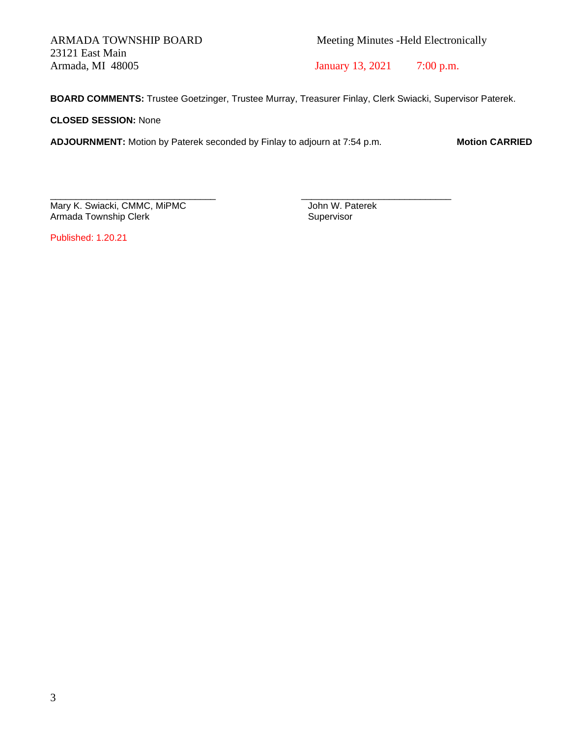ARMADA TOWNSHIP BOARD
23121 East Main
Armada, MI 48005

Meeting Minutes -Held Electronically

January 13, 2021 7:00 p.m.

**BOARD COMMENTS:** Trustee Goetzinger, Trustee Murray, Treasurer Finlay, Clerk Swiacki, Supervisor Paterek.

**CLOSED SESSION:** None

**ADJOURNMENT:** Motion by Paterek seconded by Finlay to adjourn at 7:54 p.m. **Motion CARRIED**

_______________________________
Mary K. Swiacki, CMMC, MiPMC
Armada Township Clerk

_______________________________
John W. Paterek
Supervisor

Published: 1.20.21